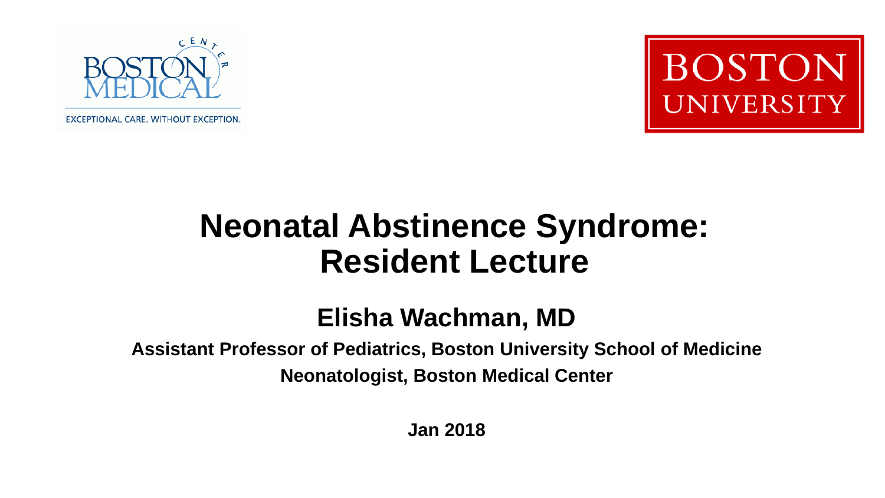# Neonatal Abstinence Syndrome: Resident Lecture

## Elisha Wachman, MD

**Assistant Professor of Pediatrics, Boston University School of Medicine**

**Neonatologist, Boston Medical Center**

**Jan 2018**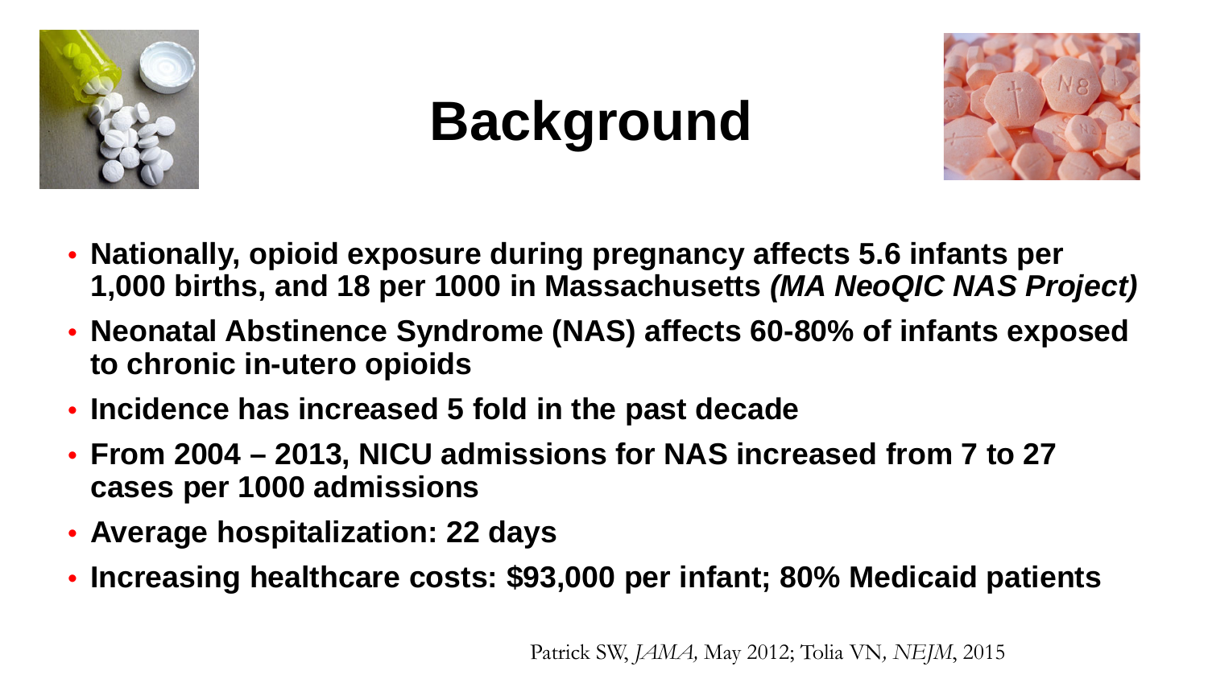# Background

- **Nationally, opioid exposure during pregnancy affects 5.6 infants per 1,000 births, and 18 per 1000 in Massachusetts *(MA NeoQIC NAS Project)***
- **Neonatal Abstinence Syndrome (NAS) affects 60-80% of infants exposed to chronic in-utero opioids**
- **Incidence has increased 5 fold in the past decade**
- **From 2004 – 2013, NICU admissions for NAS increased from 7 to 27 cases per 1000 admissions**
- **Average hospitalization: 22 days**
- **Increasing healthcare costs: $93,000 per infant; 80% Medicaid patients**

Patrick SW, *JAMA,* May 2012; Tolia VN*, NEJM*, 2015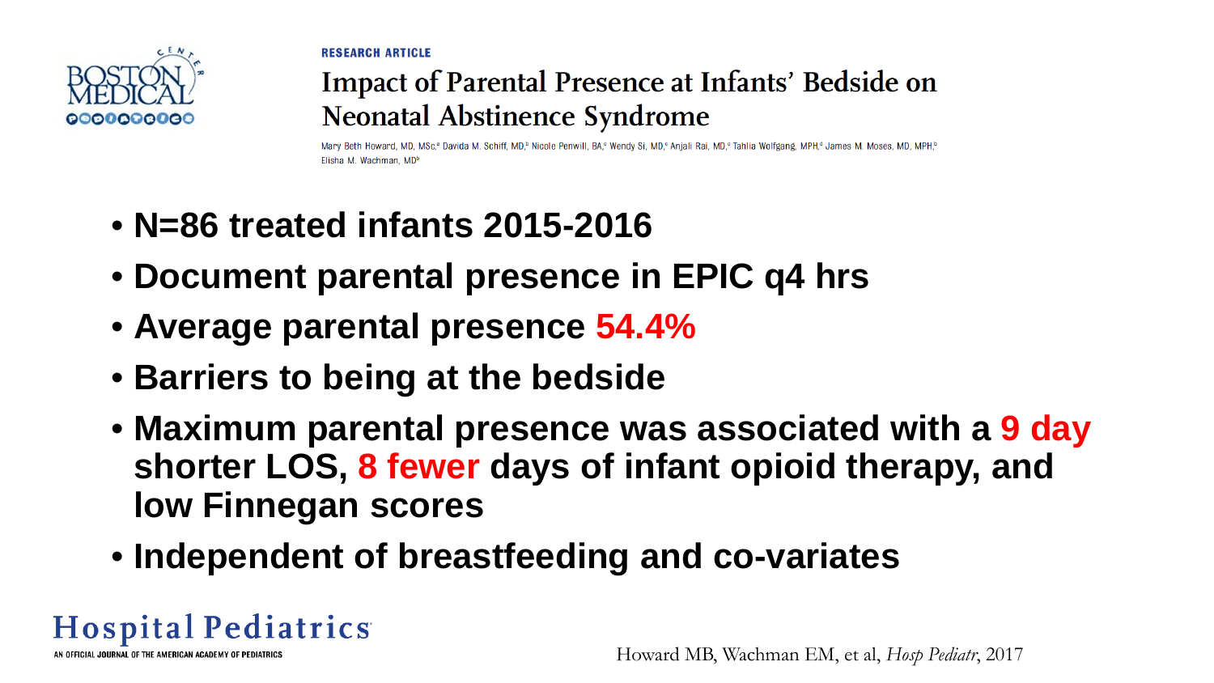RESEARCH ARTICLE

# Impact of Parental Presence at Infants' Bedside on Neonatal Abstinence Syndrome

Mary Beth Howard, MD, MSc,[a] Davida M. Schiff, MD,[b] Nicole Penwill, BA,[c] Wendy Si, MD,[c] Anjali Rai, MD,[c] Tahlia Wolfgang, MPH,[d] James M. Moses, MD, MPH,[b] Elisha M. Wachman, MD[b]

- **N=86 treated infants 2015-2016**
- **Document parental presence in EPIC q4 hrs**
- **Average parental presence 54.4%**
- **Barriers to being at the bedside**
- **Maximum parental presence was associated with a 9 day shorter LOS, 8 fewer days of infant opioid therapy, and low Finnegan scores**
- **Independent of breastfeeding and co-variates**

Hospital Pediatrics

AN OFFICIAL JOURNAL OF THE AMERICAN ACADEMY OF PEDIATRICS

Howard MB, Wachman EM, et al, *Hosp Pediatr*, 2017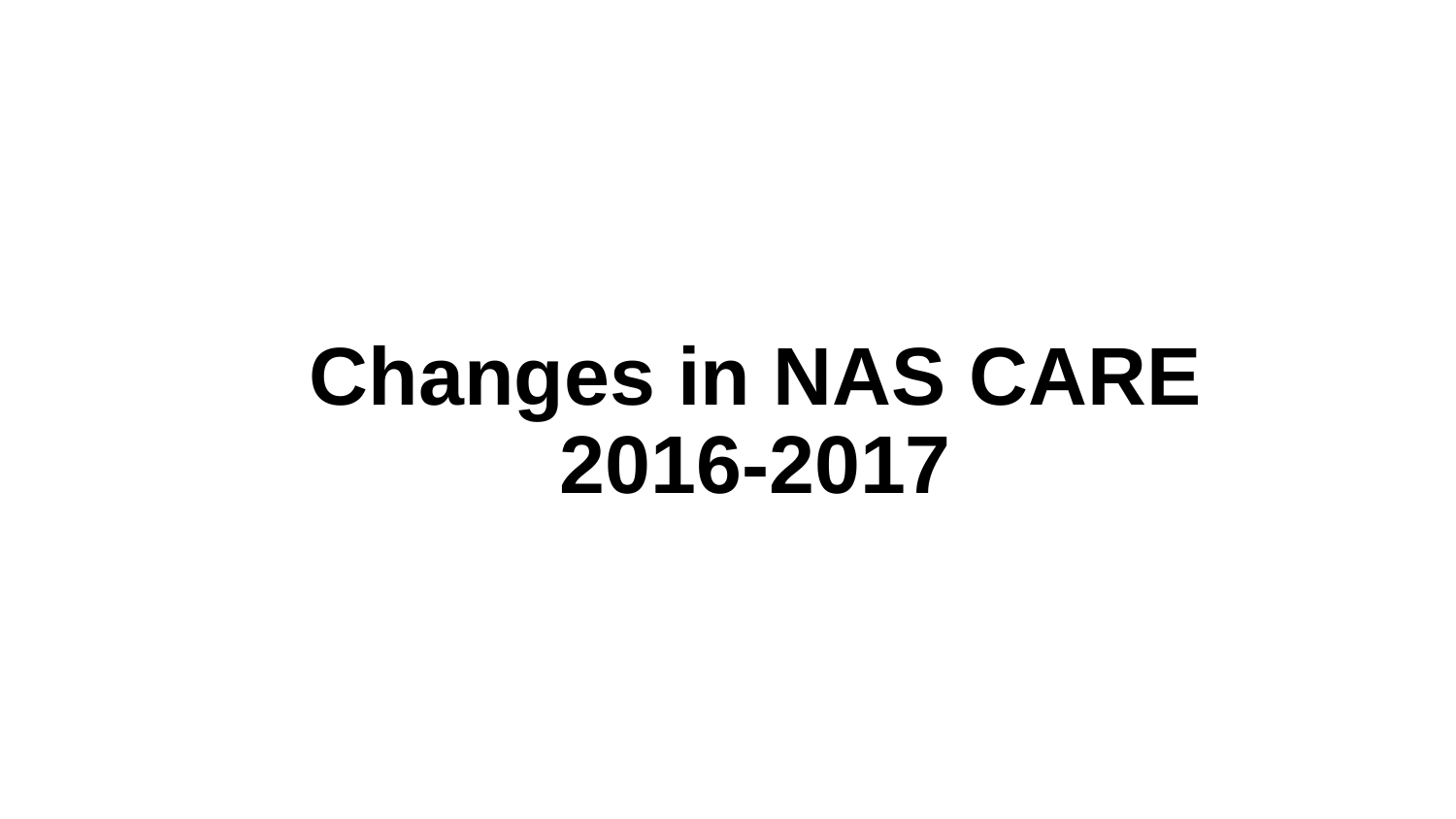# Changes in NAS CARE 2016-2017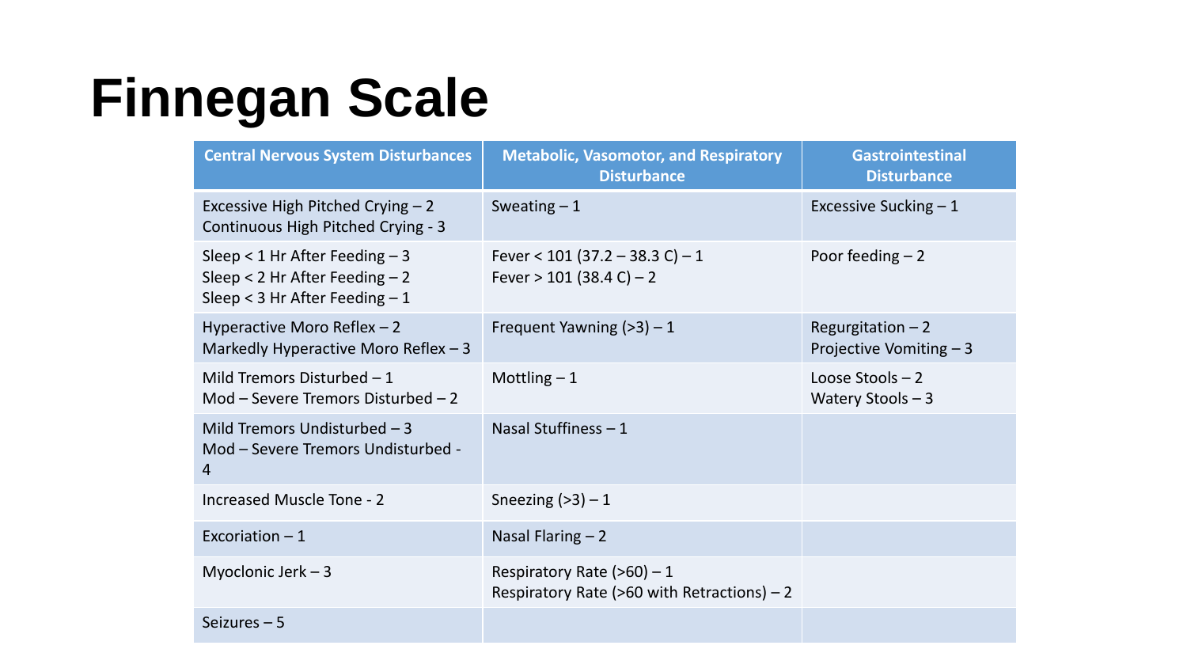# Finnegan Scale

| Central Nervous System Disturbances | Metabolic, Vasomotor, and Respiratory Disturbance | Gastrointestinal Disturbance |
|---|---|---|
| Excessive High Pitched Crying – 2<br>Continuous High Pitched Crying - 3 | Sweating – 1 | Excessive Sucking – 1 |
| Sleep < 1 Hr After Feeding – 3<br>Sleep < 2 Hr After Feeding – 2<br>Sleep < 3 Hr After Feeding – 1 | Fever < 101 (37.2 – 38.3 C) – 1<br>Fever > 101 (38.4 C) – 2 | Poor feeding – 2 |
| Hyperactive Moro Reflex – 2<br>Markedly Hyperactive Moro Reflex – 3 | Frequent Yawning (>3) – 1 | Regurgitation – 2<br>Projective Vomiting – 3 |
| Mild Tremors Disturbed – 1<br>Mod – Severe Tremors Disturbed – 2 | Mottling – 1 | Loose Stools – 2<br>Watery Stools – 3 |
| Mild Tremors Undisturbed – 3<br>Mod – Severe Tremors Undisturbed - 4 | Nasal Stuffiness – 1 | |
| Increased Muscle Tone - 2 | Sneezing (>3) – 1 | |
| Excoriation – 1 | Nasal Flaring – 2 | |
| Myoclonic Jerk – 3 | Respiratory Rate (>60) – 1<br>Respiratory Rate (>60 with Retractions) – 2 | |
| Seizures – 5 | | |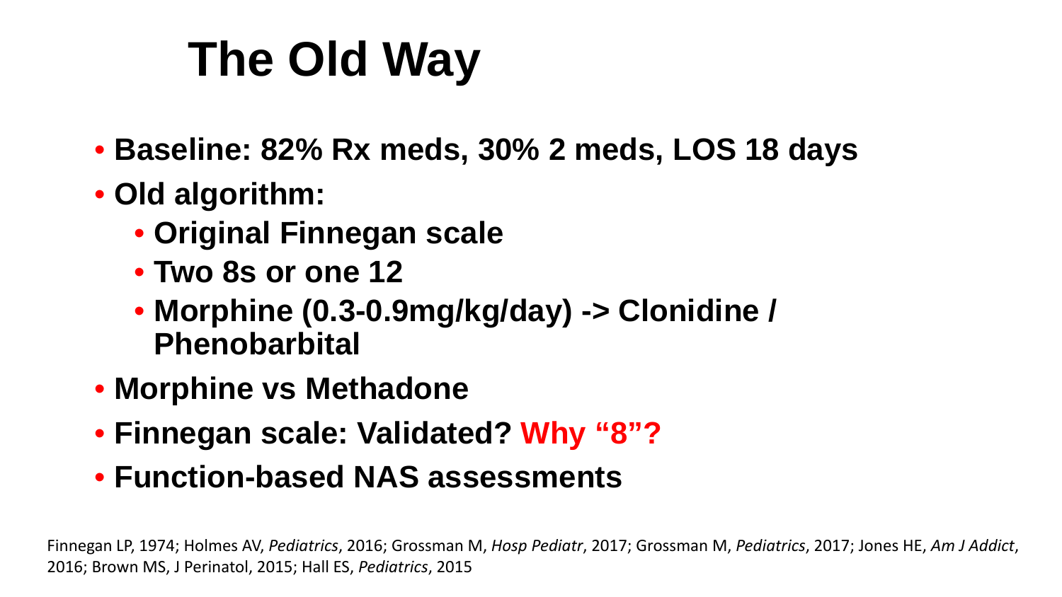# The Old Way

- **Baseline: 82% Rx meds, 30% 2 meds, LOS 18 days**
- **Old algorithm:**
  - **Original Finnegan scale**
  - **Two 8s or one 12**
  - **Morphine (0.3-0.9mg/kg/day) -> Clonidine / Phenobarbital**
- **Morphine vs Methadone**
- **Finnegan scale: Validated? Why "8"?**
- **Function-based NAS assessments**

Finnegan LP, 1974; Holmes AV, *Pediatrics*, 2016; Grossman M, *Hosp Pediatr*, 2017; Grossman M, *Pediatrics*, 2017; Jones HE, *Am J Addict*, 2016; Brown MS, J Perinatol, 2015; Hall ES, *Pediatrics*, 2015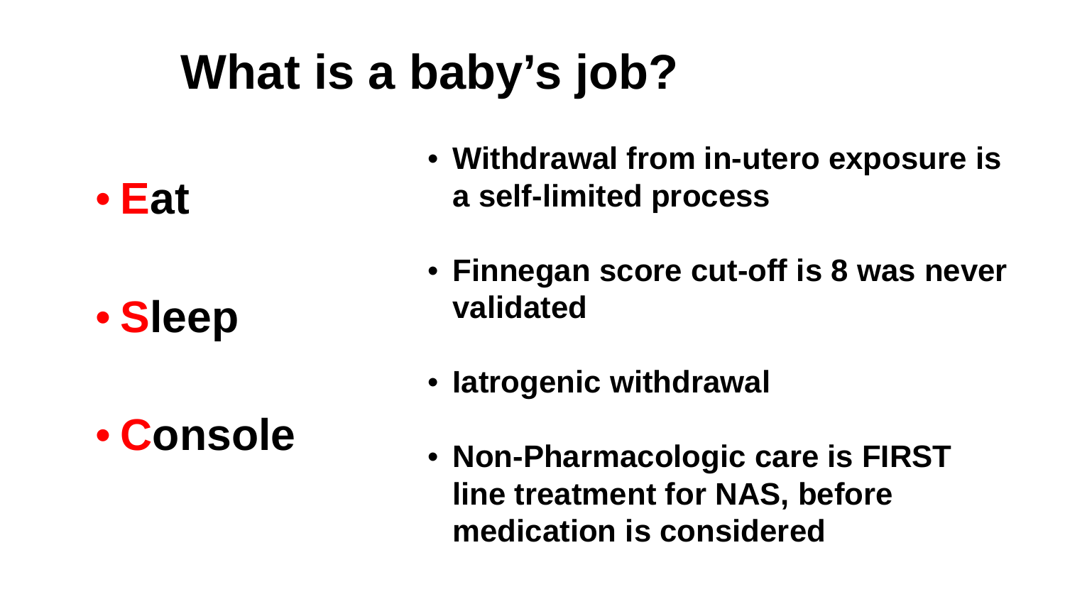# What is a baby's job?

- **Eat**
- **Sleep**
- **Console**

- **Withdrawal from in-utero exposure is a self-limited process**
- **Finnegan score cut-off is 8 was never validated**
- **Iatrogenic withdrawal**
- **Non-Pharmacologic care is FIRST line treatment for NAS, before medication is considered**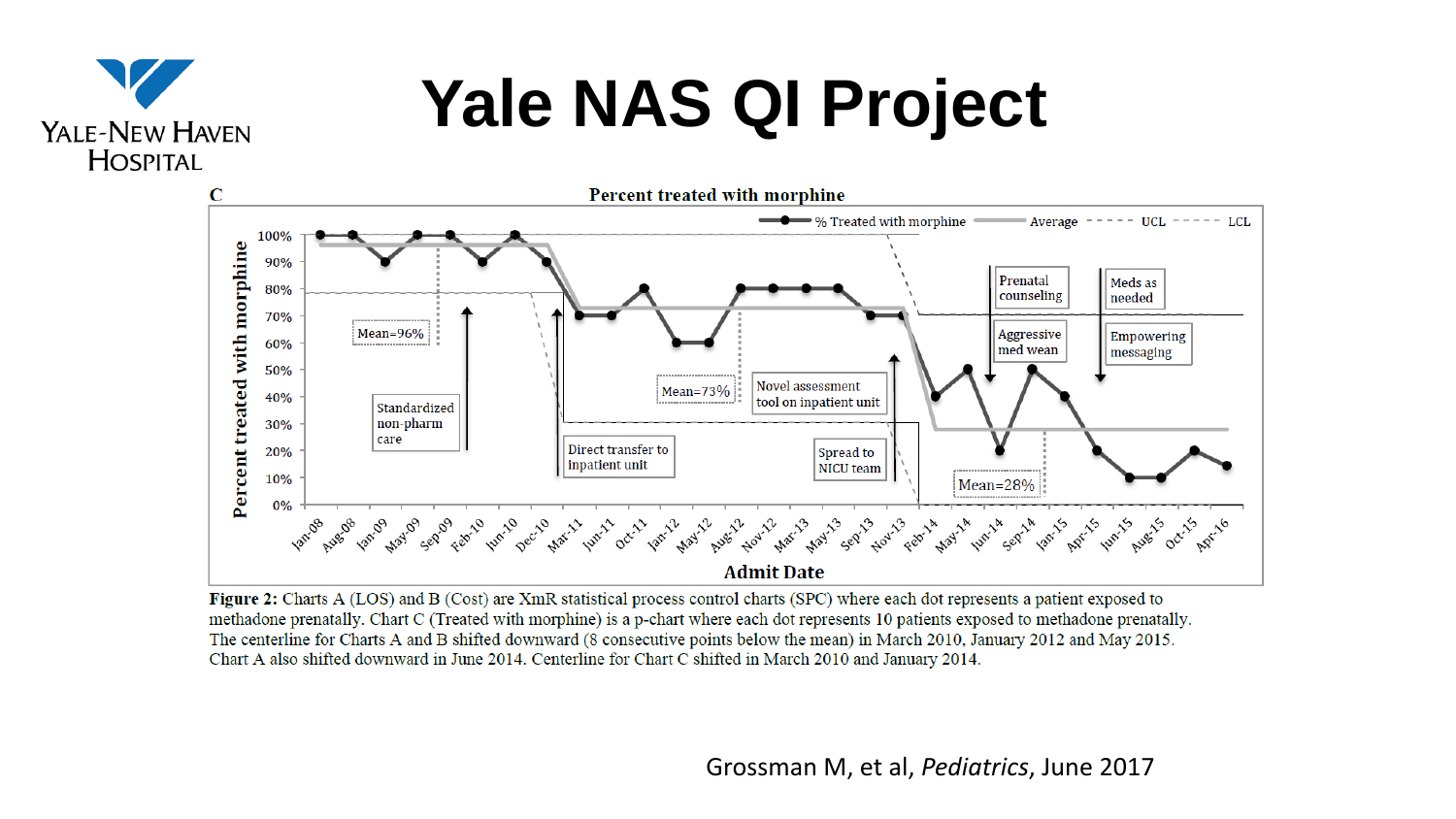# Yale NAS QI Project

**C**

**Percent treated with morphine**

**Figure 2:** Charts A (LOS) and B (Cost) are XmR statistical process control charts (SPC) where each dot represents a patient exposed to methadone prenatally. Chart C (Treated with morphine) is a p-chart where each dot represents 10 patients exposed to methadone prenatally. The centerline for Charts A and B shifted downward (8 consecutive points below the mean) in March 2010, January 2012 and May 2015. Chart A also shifted downward in June 2014. Centerline for Chart C shifted in March 2010 and January 2014.

Grossman M, et al, *Pediatrics*, June 2017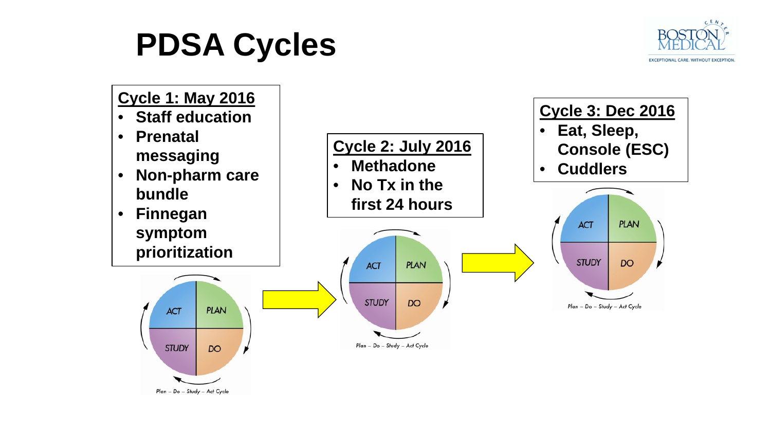# PDSA Cycles

**Cycle 1: May 2016**

- **Staff education**
- **Prenatal messaging**
- **Non-pharm care bundle**
- **Finnegan symptom prioritization**

**Cycle 2: July 2016**

- **Methadone**
- **No Tx in the first 24 hours**

**Cycle 3: Dec 2016**

- **Eat, Sleep, Console (ESC)**
- **Cuddlers**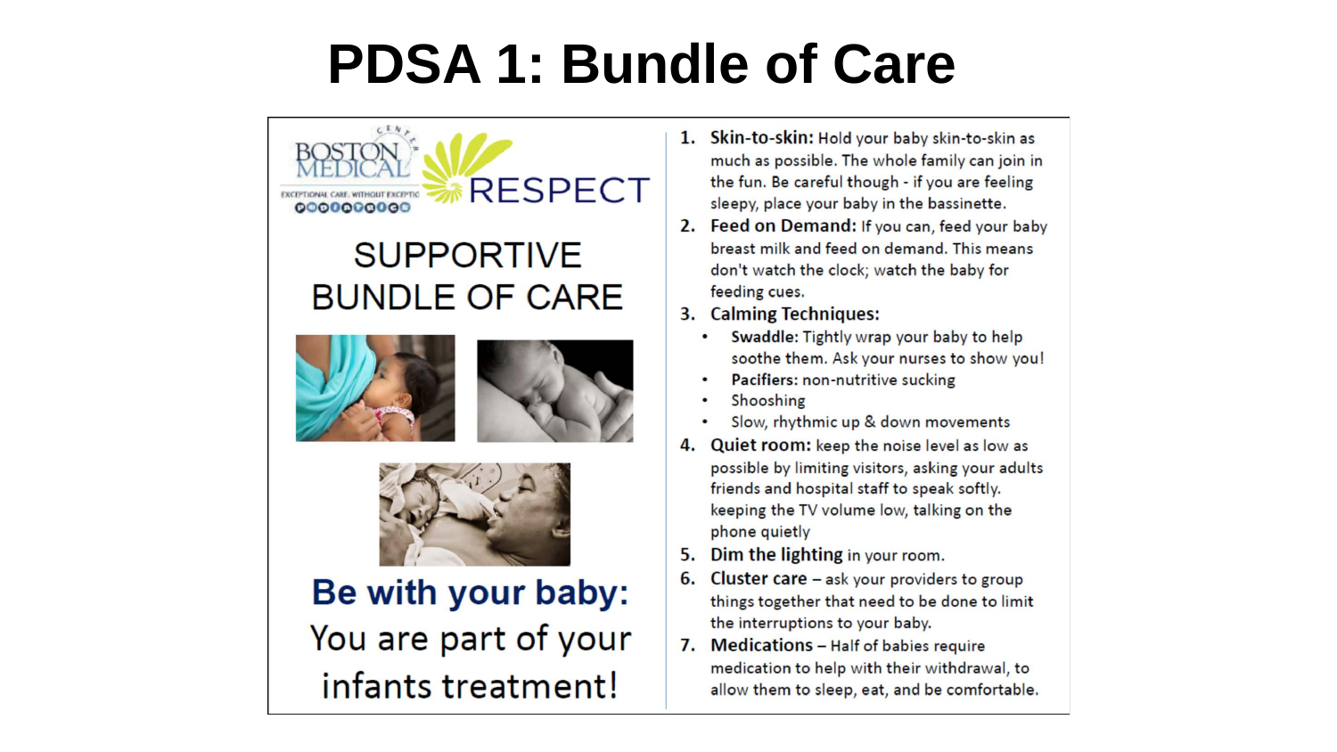# PDSA 1: Bundle of Care

BOSTON MEDICAL CENTER

EXCEPTIONAL CARE. WITHOUT EXCEPTION

RESPECT

## SUPPORTIVE BUNDLE OF CARE

**Be with your baby:** You are part of your infants treatment!

1. **Skin-to-skin:** Hold your baby skin-to-skin as much as possible. The whole family can join in the fun. Be careful though - if you are feeling sleepy, place your baby in the bassinette.
2. **Feed on Demand:** If you can, feed your baby breast milk and feed on demand. This means don't watch the clock; watch the baby for feeding cues.
3. **Calming Techniques:**
   - **Swaddle:** Tightly wrap your baby to help soothe them. Ask your nurses to show you!
   - **Pacifiers:** non-nutritive sucking
   - Shooshing
   - Slow, rhythmic up & down movements
4. **Quiet room:** keep the noise level as low as possible by limiting visitors, asking your adults friends and hospital staff to speak softly. keeping the TV volume low, talking on the phone quietly
5. **Dim the lighting** in your room.
6. **Cluster care** – ask your providers to group things together that need to be done to limit the interruptions to your baby.
7. **Medications** – Half of babies require medication to help with their withdrawal, to allow them to sleep, eat, and be comfortable.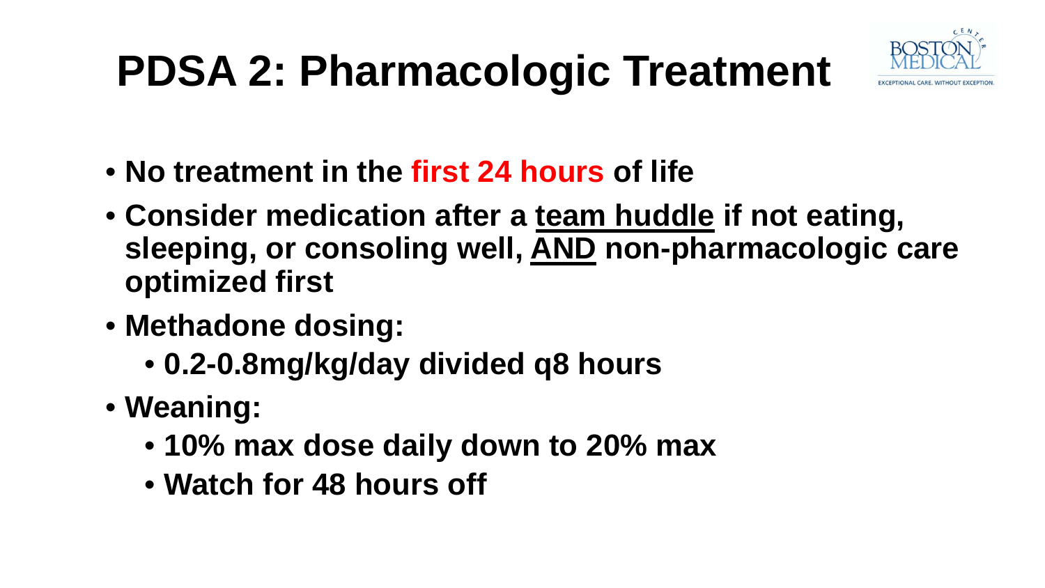# PDSA 2: Pharmacologic Treatment

- **No treatment in the first 24 hours of life**
- **Consider medication after a team huddle if not eating, sleeping, or consoling well, AND non-pharmacologic care optimized first**
- **Methadone dosing:**
  - **0.2-0.8mg/kg/day divided q8 hours**
- **Weaning:**
  - **10% max dose daily down to 20% max**
  - **Watch for 48 hours off**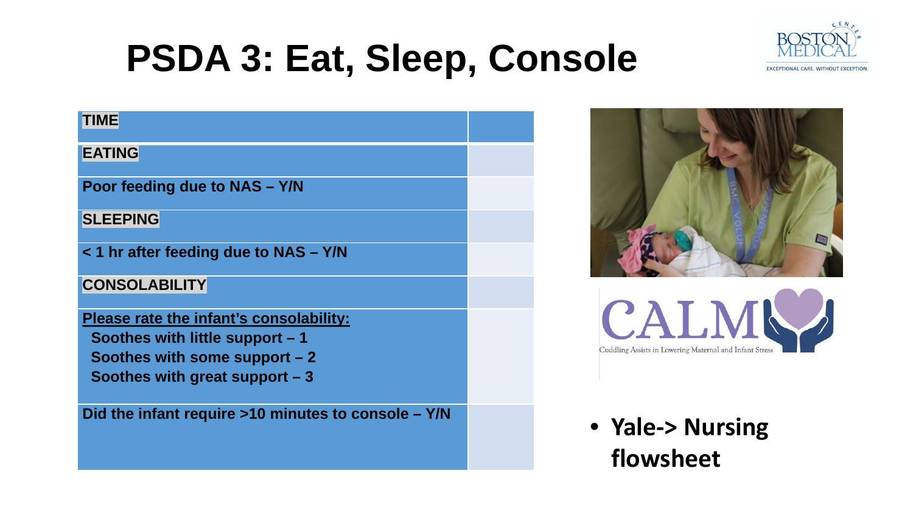# PSDA 3: Eat, Sleep, Console

| TIME | |
|---|---|
| **EATING** | |
| **Poor feeding due to NAS – Y/N** | |
| **SLEEPING** | |
| **< 1 hr after feeding due to NAS – Y/N** | |
| **CONSOLABILITY** | |
| **Please rate the infant's consolability:** <br> **Soothes with little support – 1** <br> **Soothes with some support – 2** <br> **Soothes with great support – 3** | |
| **Did the infant require >10 minutes to console – Y/N** | |

CALM

Cuddling Assists in Lowering Maternal and Infant Stress

- **Yale-> Nursing flowsheet**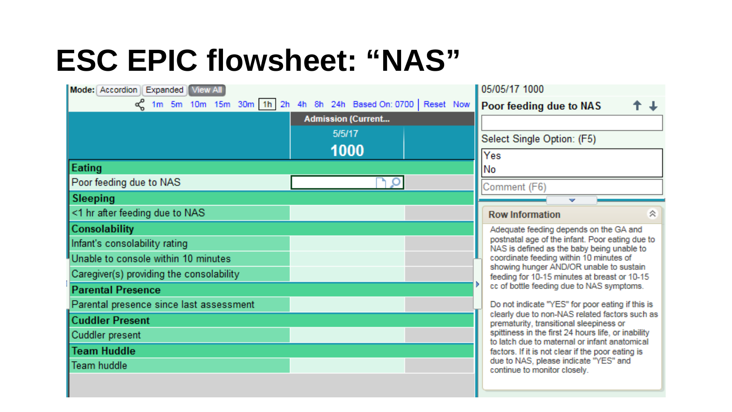# ESC EPIC flowsheet: “NAS”

Mode: Accordion | Expanded | View All

1m 5m 10m 15m 30m 1h 2h 4h 8h 24h Based On: 0700 | Reset Now

| | Admission (Current... 5/5/17 1000 | |
|---|---|---|
| **Eating** | | |
| Poor feeding due to NAS | | |
| **Sleeping** | | |
| <1 hr after feeding due to NAS | | |
| **Consolability** | | |
| Infant's consolability rating | | |
| Unable to console within 10 minutes | | |
| Caregiver(s) providing the consolability | | |
| **Parental Presence** | | |
| Parental presence since last assessment | | |
| **Cuddler Present** | | |
| Cuddler present | | |
| **Team Huddle** | | |
| Team huddle | | |

05/05/17 1000

**Poor feeding due to NAS**

Select Single Option: (F5)

- Yes
- No

Comment (F6)

**Row Information**

Adequate feeding depends on the GA and postnatal age of the infant. Poor eating due to NAS is defined as the baby being unable to coordinate feeding within 10 minutes of showing hunger AND/OR unable to sustain feeding for 10-15 minutes at breast or 10-15 cc of bottle feeding due to NAS symptoms.

Do not indicate "YES" for poor eating if this is clearly due to non-NAS related factors such as prematurity, transitional sleepiness or spittiness in the first 24 hours life, or inability to latch due to maternal or infant anatomical factors. If it is not clear if the poor eating is due to NAS, please indicate "YES" and continue to monitor closely.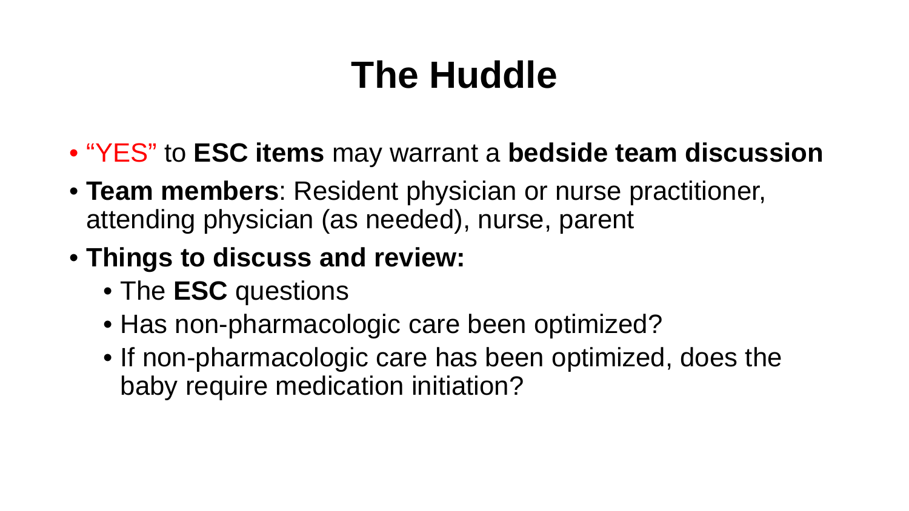# The Huddle

- "YES" to **ESC items** may warrant a **bedside team discussion**
- **Team members**: Resident physician or nurse practitioner, attending physician (as needed), nurse, parent
- **Things to discuss and review:**
  - The **ESC** questions
  - Has non-pharmacologic care been optimized?
  - If non-pharmacologic care has been optimized, does the baby require medication initiation?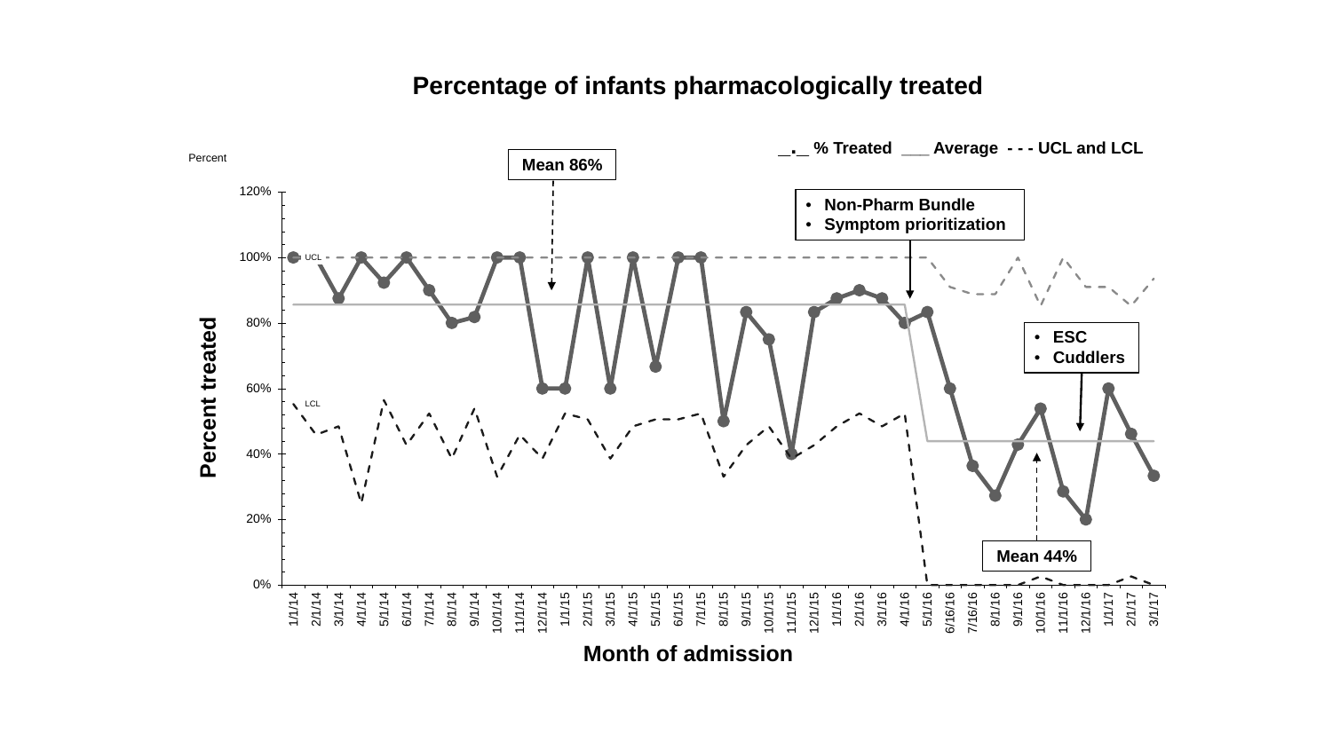# Percentage of infants pharmacologically treated

_._ % Treated ___ Average - - - UCL and LCL

Percent

Mean 86%

- Non-Pharm Bundle
- Symptom prioritization

- ESC
- Cuddlers

Mean 44%

120%
100%
80%
60%
40%
20%
0%

UCL

LCL

Percent treated

1/1/14 2/1/14 3/1/14 4/1/14 5/1/14 6/1/14 7/1/14 8/1/14 9/1/14 10/1/14 11/1/14 12/1/14 1/1/15 2/1/15 3/1/15 4/1/15 5/1/15 6/1/15 7/1/15 8/1/15 9/1/15 10/1/15 11/1/15 12/1/15 1/1/16 2/1/16 3/1/16 4/1/16 5/1/16 6/16/16 7/16/16 8/1/16 9/1/16 10/1/16 11/1/16 12/1/16 1/1/17 2/1/17 3/1/17

Month of admission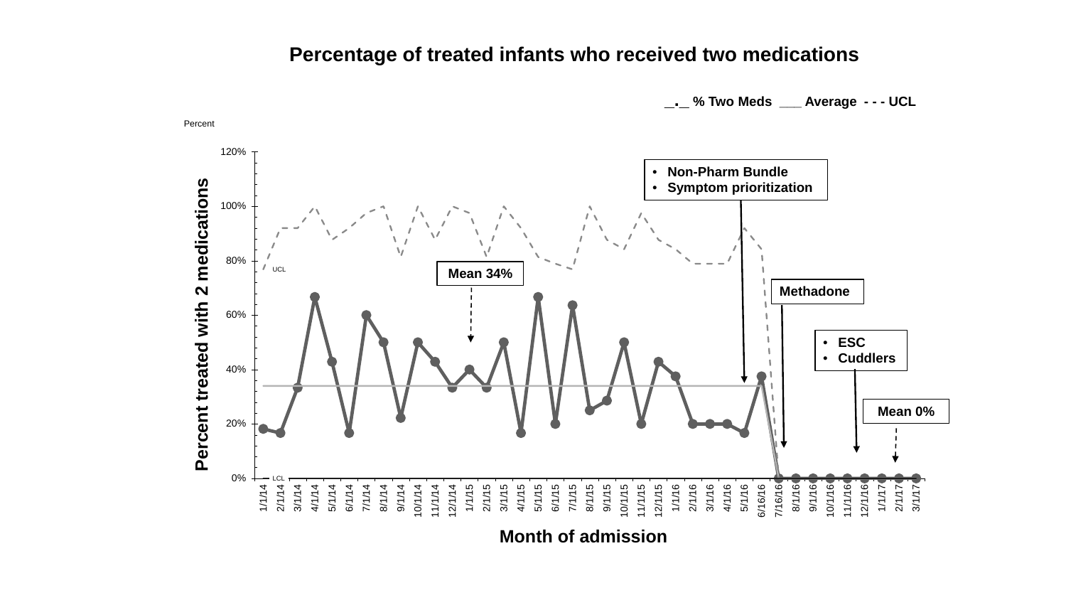## Percentage of treated infants who received two medications

_._ % Two Meds ___ Average - - - UCL

Percent

Percent treated with 2 medications

120%

100%

80%

60%

40%

20%

0%

UCL

LCL

- Non-Pharm Bundle
- Symptom prioritization

Mean 34%

Methadone

- ESC
- Cuddlers

Mean 0%

1/1/14 2/1/14 3/1/14 4/1/14 5/1/14 6/1/14 7/1/14 8/1/14 9/1/14 10/1/14 11/1/14 12/1/14 1/1/15 2/1/15 3/1/15 4/1/15 5/1/15 6/1/15 7/1/15 8/1/15 9/1/15 10/1/15 11/1/15 12/1/15 1/1/16 2/1/16 3/1/16 4/1/16 5/1/16 6/16/16 7/16/16 8/1/16 9/1/16 10/1/16 11/1/16 12/1/16 1/1/17 2/1/17 3/1/17

Month of admission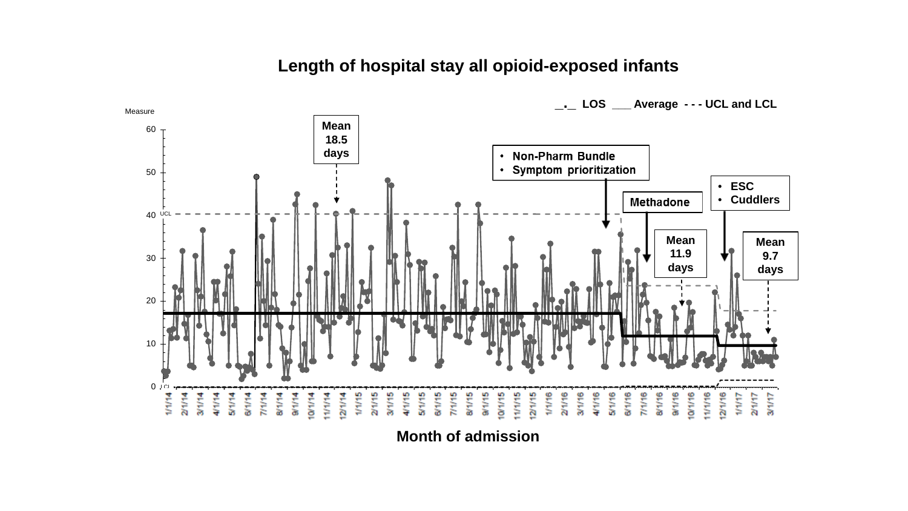# Length of hospital stay all opioid-exposed infants

_._ LOS ___ Average - - - UCL and LCL

Measure

Mean 18.5 days

- Non-Pharm Bundle
- Symptom prioritization

Methadone

- ESC
- Cuddlers

Mean 11.9 days

Mean 9.7 days

Month of admission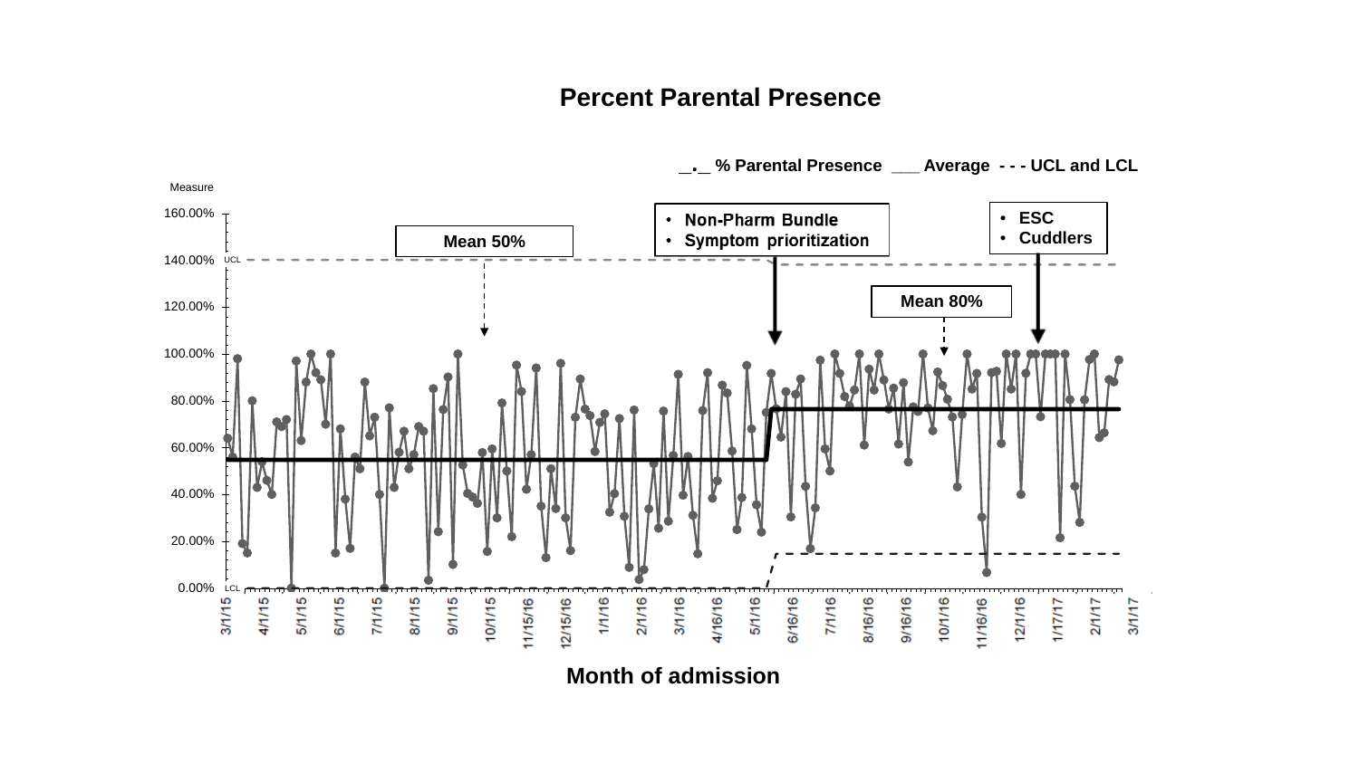# Percent Parental Presence

_._ % Parental Presence ___ Average - - - UCL and LCL

Measure

160.00%
140.00% UCL
120.00%
100.00%
80.00%
60.00%
40.00%
20.00%
0.00% LCL

Mean 50%

- Non-Pharm Bundle
- Symptom prioritization

Mean 80%

- ESC
- Cuddlers

3/1/15 4/1/15 5/1/15 6/1/15 7/1/15 8/1/15 9/1/15 10/1/15 11/15/16 12/15/16 1/1/16 2/1/16 3/1/16 4/16/16 5/1/16 6/16/16 7/1/16 8/16/16 9/16/16 10/1/16 11/16/16 12/1/16 1/17/17 2/1/17 3/1/17

**Month of admission**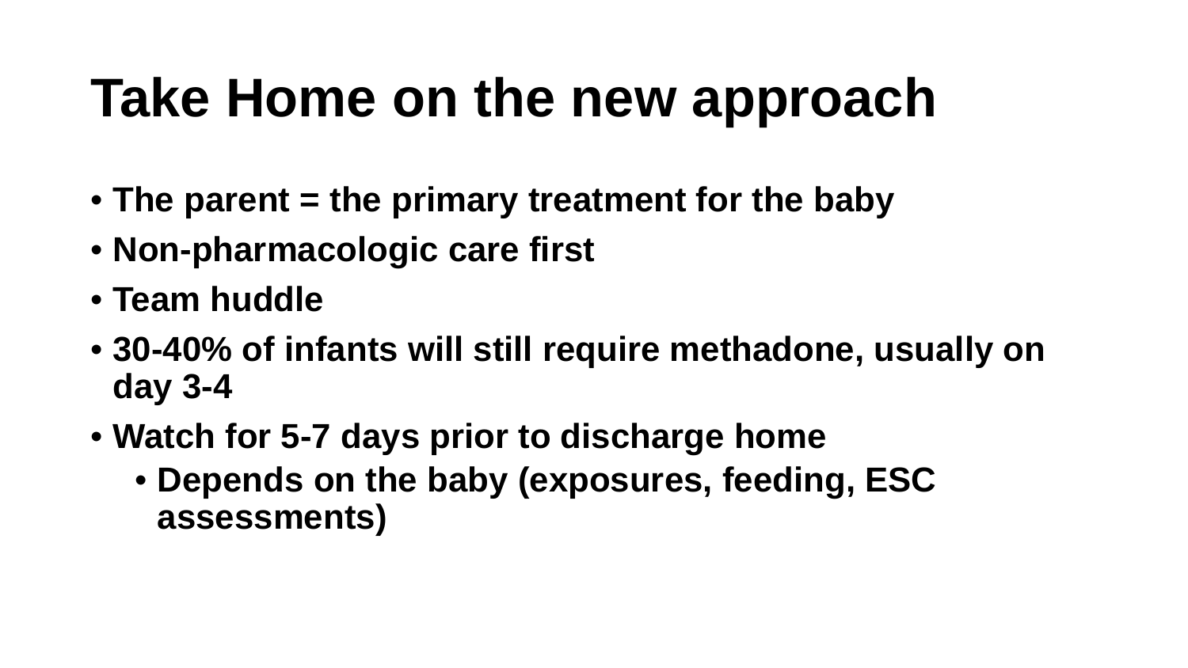# Take Home on the new approach

- **The parent = the primary treatment for the baby**
- **Non-pharmacologic care first**
- **Team huddle**
- **30-40% of infants will still require methadone, usually on day 3-4**
- **Watch for 5-7 days prior to discharge home**
  - **Depends on the baby (exposures, feeding, ESC assessments)**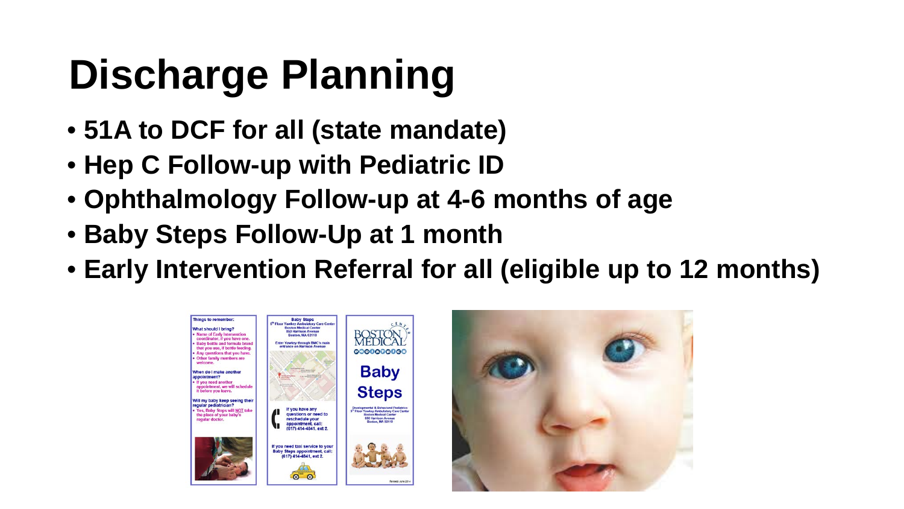# Discharge Planning

- **51A to DCF for all (state mandate)**
- **Hep C Follow-up with Pediatric ID**
- **Ophthalmology Follow-up at 4-6 months of age**
- **Baby Steps Follow-Up at 1 month**
- **Early Intervention Referral for all (eligible up to 12 months)**